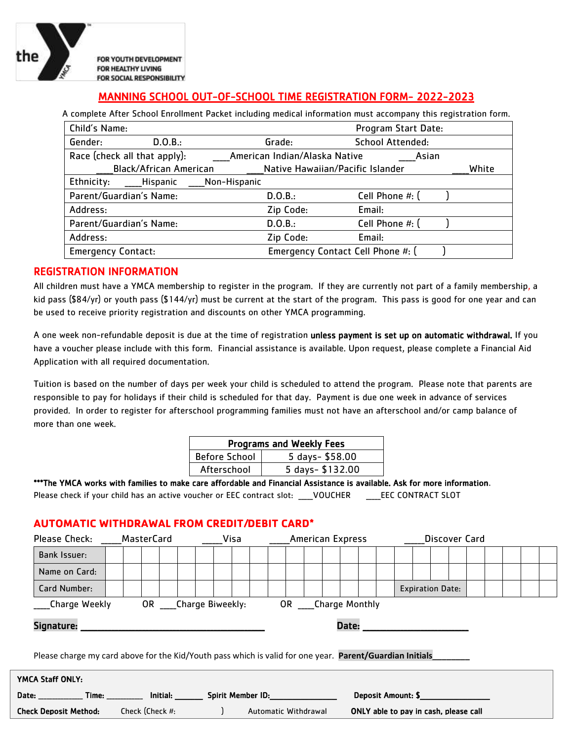the FOR YOUTH DEVELOPMENT FOR HEALTHY LIVING FOR SOCIAL RESPONSIBILITY

# MANNING SCHOOL OUT-OF-SCHOOL TIME REGISTRATION FORM- 2022-2023

A complete After School Enrollment Packet including medical information must accompany this registration form.

| Child's Name: | | Program Start Date: |
|---|---|---|
| Gender: D.O.B.: | Grade: | School Attended: |
| Race (check all that apply): ___American Indian/Alaska Native ___Asian ___Black/African American ___Native Hawaiian/Pacific Islander ___White | | |
| Ethnicity: ___Hispanic ___Non-Hispanic | | |
| Parent/Guardian's Name: | D.O.B.: | Cell Phone #: ( ) |
| Address: | Zip Code: | Email: |
| Parent/Guardian's Name: | D.O.B.: | Cell Phone #: ( ) |
| Address: | Zip Code: | Email: |
| Emergency Contact: | Emergency Contact Cell Phone #: ( ) | |

## REGISTRATION INFORMATION

All children must have a YMCA membership to register in the program. If they are currently not part of a family membership, a kid pass ($84/yr) or youth pass ($144/yr) must be current at the start of the program. This pass is good for one year and can be used to receive priority registration and discounts on other YMCA programming.

A one week non-refundable deposit is due at the time of registration **unless payment is set up on automatic withdrawal.** If you have a voucher please include with this form. Financial assistance is available. Upon request, please complete a Financial Aid Application with all required documentation.

Tuition is based on the number of days per week your child is scheduled to attend the program. Please note that parents are responsible to pay for holidays if their child is scheduled for that day. Payment is due one week in advance of services provided. In order to register for afterschool programming families must not have an afterschool and/or camp balance of more than one week.

| Programs and Weekly Fees | |
|---|---|
| Before School | 5 days- $58.00 |
| Afterschool | 5 days- $132.00 |

**\*\*\*The YMCA works with families to make care affordable and Financial Assistance is available. Ask for more information**.

Please check if your child has an active voucher or EEC contract slot: ___VOUCHER ___EEC CONTRACT SLOT

## AUTOMATIC WITHDRAWAL FROM CREDIT/DEBIT CARD*

Please Check: ____MasterCard ____Visa ____American Express ____Discover Card

| Bank Issuer: | |
|---|---|
| Name on Card: | |
| Card Number: | Expiration Date: |

___Charge Weekly OR ___Charge Biweekly: OR ___Charge Monthly

**Signature:** ______________________________ **Date:** ____________________

Please charge my card above for the Kid/Youth pass which is valid for one year. **Parent/Guardian Initials**________

**YMCA Staff ONLY:**

**Date:** __________ **Time:** ________ **Initial:** ______ **Spirit Member ID:**______________ **Deposit Amount: $**_______________

**Check Deposit Method:** Check (Check #: ) Automatic Withdrawal **ONLY able to pay in cash, please call**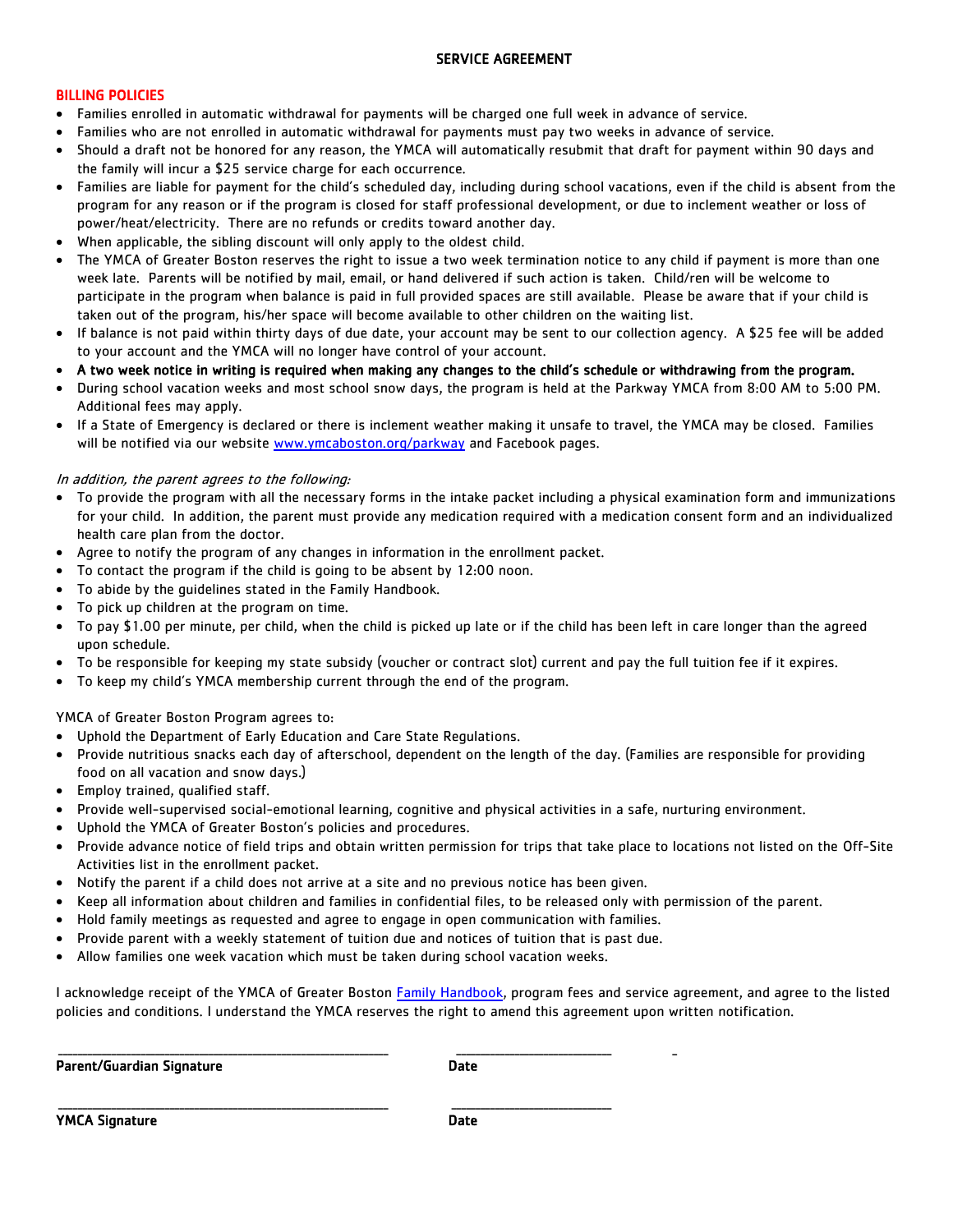# SERVICE AGREEMENT

## BILLING POLICIES

- Families enrolled in automatic withdrawal for payments will be charged one full week in advance of service.
- Families who are not enrolled in automatic withdrawal for payments must pay two weeks in advance of service.
- Should a draft not be honored for any reason, the YMCA will automatically resubmit that draft for payment within 90 days and the family will incur a $25 service charge for each occurrence.
- Families are liable for payment for the child's scheduled day, including during school vacations, even if the child is absent from the program for any reason or if the program is closed for staff professional development, or due to inclement weather or loss of power/heat/electricity. There are no refunds or credits toward another day.
- When applicable, the sibling discount will only apply to the oldest child.
- The YMCA of Greater Boston reserves the right to issue a two week termination notice to any child if payment is more than one week late. Parents will be notified by mail, email, or hand delivered if such action is taken. Child/ren will be welcome to participate in the program when balance is paid in full provided spaces are still available. Please be aware that if your child is taken out of the program, his/her space will become available to other children on the waiting list.
- If balance is not paid within thirty days of due date, your account may be sent to our collection agency. A $25 fee will be added to your account and the YMCA will no longer have control of your account.
- **A two week notice in writing is required when making any changes to the child's schedule or withdrawing from the program.**
- During school vacation weeks and most school snow days, the program is held at the Parkway YMCA from 8:00 AM to 5:00 PM. Additional fees may apply.
- If a State of Emergency is declared or there is inclement weather making it unsafe to travel, the YMCA may be closed. Families will be notified via our website [www.ymcaboston.org/parkway](www.ymcaboston.org/parkway) and Facebook pages.

*In addition, the parent agrees to the following:*

- To provide the program with all the necessary forms in the intake packet including a physical examination form and immunizations for your child. In addition, the parent must provide any medication required with a medication consent form and an individualized health care plan from the doctor.
- Agree to notify the program of any changes in information in the enrollment packet.
- To contact the program if the child is going to be absent by 12:00 noon.
- To abide by the guidelines stated in the Family Handbook.
- To pick up children at the program on time.
- To pay $1.00 per minute, per child, when the child is picked up late or if the child has been left in care longer than the agreed upon schedule.
- To be responsible for keeping my state subsidy (voucher or contract slot) current and pay the full tuition fee if it expires.
- To keep my child's YMCA membership current through the end of the program.

YMCA of Greater Boston Program agrees to:

- Uphold the Department of Early Education and Care State Regulations.
- Provide nutritious snacks each day of afterschool, dependent on the length of the day. (Families are responsible for providing food on all vacation and snow days.)
- Employ trained, qualified staff.
- Provide well-supervised social-emotional learning, cognitive and physical activities in a safe, nurturing environment.
- Uphold the YMCA of Greater Boston's policies and procedures.
- Provide advance notice of field trips and obtain written permission for trips that take place to locations not listed on the Off-Site Activities list in the enrollment packet.
- Notify the parent if a child does not arrive at a site and no previous notice has been given.
- Keep all information about children and families in confidential files, to be released only with permission of the parent.
- Hold family meetings as requested and agree to engage in open communication with families.
- Provide parent with a weekly statement of tuition due and notices of tuition that is past due.
- Allow families one week vacation which must be taken during school vacation weeks.

I acknowledge receipt of the YMCA of Greater Boston Family Handbook, program fees and service agreement, and agree to the listed policies and conditions. I understand the YMCA reserves the right to amend this agreement upon written notification.

\_\_\_\_\_\_\_\_\_\_\_\_\_\_\_\_\_\_\_\_\_\_\_\_\_\_\_\_\_\_\_\_\_\_\_\_\_\_ \_\_\_\_\_\_\_\_\_\_\_\_\_\_\_\_\_\_\_\_

**Parent/Guardian Signature** **Date**

\_\_\_\_\_\_\_\_\_\_\_\_\_\_\_\_\_\_\_\_\_\_\_\_\_\_\_\_\_\_\_\_\_\_\_\_\_\_ \_\_\_\_\_\_\_\_\_\_\_\_\_\_\_\_\_\_\_\_

**YMCA Signature** **Date**